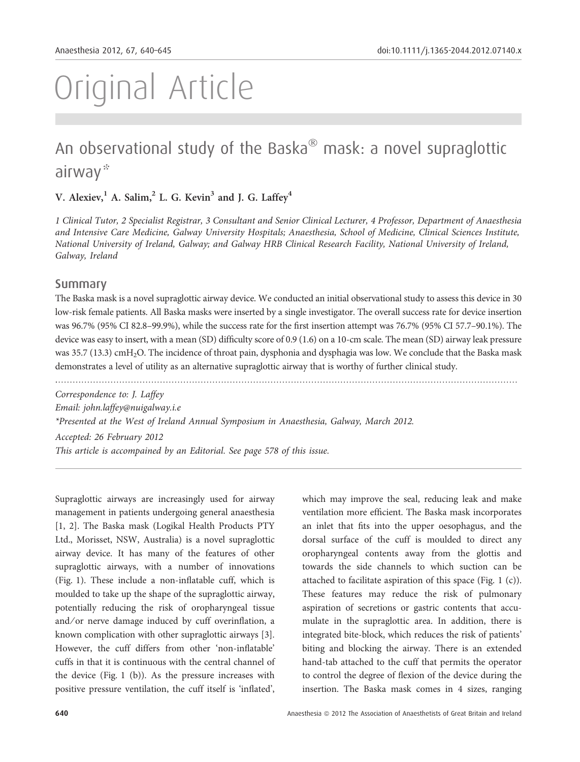# Original Article

## An observational study of the Baska® mask: a novel supraglottic airway*

**V. Alexiev,[1] A. Salim,[2] L. G. Kevin[3] and J. G. Laffey[4]**

*1 Clinical Tutor, 2 Specialist Registrar, 3 Consultant and Senior Clinical Lecturer, 4 Professor, Department of Anaesthesia and Intensive Care Medicine, Galway University Hospitals; Anaesthesia, School of Medicine, Clinical Sciences Institute, National University of Ireland, Galway; and Galway HRB Clinical Research Facility, National University of Ireland, Galway, Ireland*

### Summary

The Baska mask is a novel supraglottic airway device. We conducted an initial observational study to assess this device in 30 low-risk female patients. All Baska masks were inserted by a single investigator. The overall success rate for device insertion was 96.7% (95% CI 82.8–99.9%), while the success rate for the first insertion attempt was 76.7% (95% CI 57.7–90.1%). The device was easy to insert, with a mean (SD) difficulty score of 0.9 (1.6) on a 10-cm scale. The mean (SD) airway leak pressure was 35.7 (13.3) $cmH_2O$. The incidence of throat pain, dysphonia and dysphagia was low. We conclude that the Baska mask demonstrates a level of utility as an alternative supraglottic airway that is worthy of further clinical study.

*Correspondence to: J. Laffey*
*Email: john.laffey@nuigalway.i.e*
*\*Presented at the West of Ireland Annual Symposium in Anaesthesia, Galway, March 2012.*
*Accepted: 26 February 2012*
*This article is accompanied by an Editorial. See page 578 of this issue.*

Supraglottic airways are increasingly used for airway management in patients undergoing general anaesthesia [1, 2]. The Baska mask (Logikal Health Products PTY Ltd., Morisset, NSW, Australia) is a novel supraglottic airway device. It has many of the features of other supraglottic airways, with a number of innovations (Fig. 1). These include a non-inflatable cuff, which is moulded to take up the shape of the supraglottic airway, potentially reducing the risk of oropharyngeal tissue and/or nerve damage induced by cuff overinflation, a known complication with other supraglottic airways [3]. However, the cuff differs from other 'non-inflatable' cuffs in that it is continuous with the central channel of the device (Fig. 1 (b)). As the pressure increases with positive pressure ventilation, the cuff itself is 'inflated', which may improve the seal, reducing leak and make ventilation more efficient. The Baska mask incorporates an inlet that fits into the upper oesophagus, and the dorsal surface of the cuff is moulded to direct any oropharyngeal contents away from the glottis and towards the side channels to which suction can be attached to facilitate aspiration of this space (Fig. 1 (c)). These features may reduce the risk of pulmonary aspiration of secretions or gastric contents that accumulate in the supraglottic area. In addition, there is integrated bite-block, which reduces the risk of patients' biting and blocking the airway. There is an extended hand-tab attached to the cuff that permits the operator to control the degree of flexion of the device during the insertion. The Baska mask comes in 4 sizes, ranging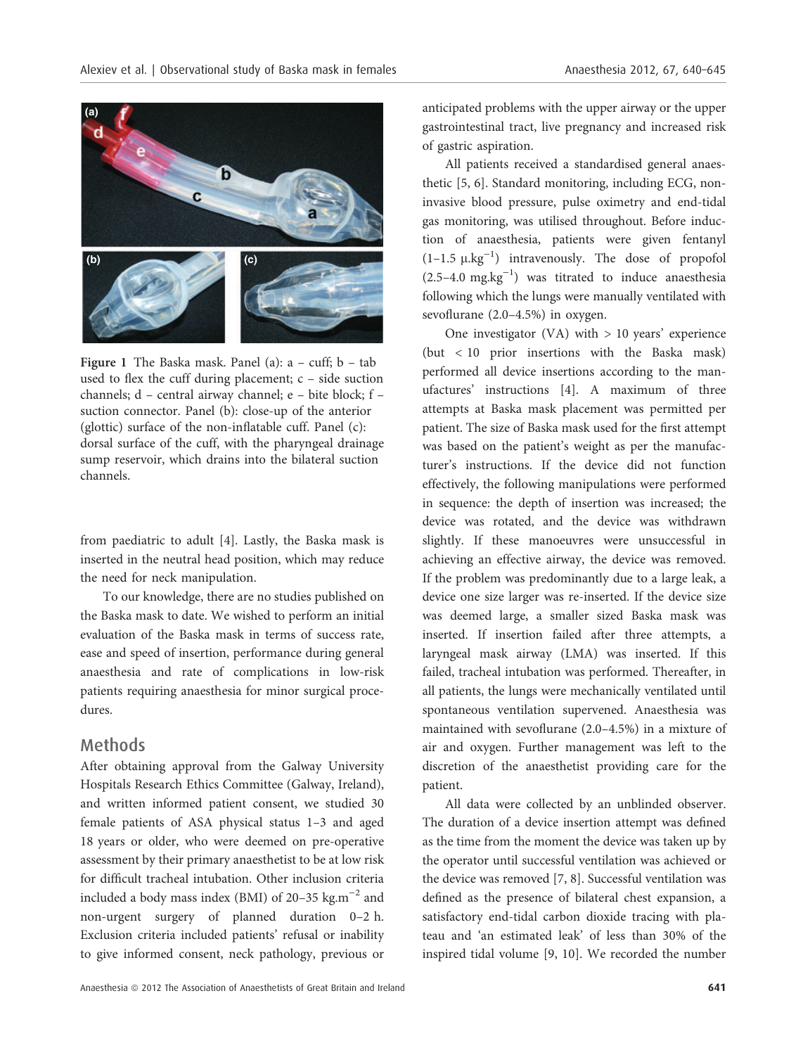Figure 1 The Baska mask. Panel (a): a – cuff; b – tab used to flex the cuff during placement; c – side suction channels; d – central airway channel; e – bite block; f – suction connector. Panel (b): close-up of the anterior (glottic) surface of the non-inflatable cuff. Panel (c): dorsal surface of the cuff, with the pharyngeal drainage sump reservoir, which drains into the bilateral suction channels.

from paediatric to adult [4]. Lastly, the Baska mask is inserted in the neutral head position, which may reduce the need for neck manipulation.

To our knowledge, there are no studies published on the Baska mask to date. We wished to perform an initial evaluation of the Baska mask in terms of success rate, ease and speed of insertion, performance during general anaesthesia and rate of complications in low-risk patients requiring anaesthesia for minor surgical procedures.

## Methods

After obtaining approval from the Galway University Hospitals Research Ethics Committee (Galway, Ireland), and written informed patient consent, we studied 30 female patients of ASA physical status 1–3 and aged 18 years or older, who were deemed on pre-operative assessment by their primary anaesthetist to be at low risk for difficult tracheal intubation. Other inclusion criteria included a body mass index (BMI) of 20–35 $kg.m^{-2}$ and non-urgent surgery of planned duration 0–2 h. Exclusion criteria included patients' refusal or inability to give informed consent, neck pathology, previous or anticipated problems with the upper airway or the upper gastrointestinal tract, live pregnancy and increased risk of gastric aspiration.

All patients received a standardised general anaesthetic [5, 6]. Standard monitoring, including ECG, non-invasive blood pressure, pulse oximetry and end-tidal gas monitoring, was utilised throughout. Before induction of anaesthesia, patients were given fentanyl (1–1.5 $\mu.kg^{-1}$) intravenously. The dose of propofol (2.5–4.0 $mg.kg^{-1}$) was titrated to induce anaesthesia following which the lungs were manually ventilated with sevoflurane (2.0–4.5%) in oxygen.

One investigator (VA) with > 10 years' experience (but < 10 prior insertions with the Baska mask) performed all device insertions according to the manufactures' instructions [4]. A maximum of three attempts at Baska mask placement was permitted per patient. The size of Baska mask used for the first attempt was based on the patient's weight as per the manufacturer's instructions. If the device did not function effectively, the following manipulations were performed in sequence: the depth of insertion was increased; the device was rotated, and the device was withdrawn slightly. If these manoeuvres were unsuccessful in achieving an effective airway, the device was removed. If the problem was predominantly due to a large leak, a device one size larger was re-inserted. If the device size was deemed large, a smaller sized Baska mask was inserted. If insertion failed after three attempts, a laryngeal mask airway (LMA) was inserted. If this failed, tracheal intubation was performed. Thereafter, in all patients, the lungs were mechanically ventilated until spontaneous ventilation supervened. Anaesthesia was maintained with sevoflurane (2.0–4.5%) in a mixture of air and oxygen. Further management was left to the discretion of the anaesthetist providing care for the patient.

All data were collected by an unblinded observer. The duration of a device insertion attempt was defined as the time from the moment the device was taken up by the operator until successful ventilation was achieved or the device was removed [7, 8]. Successful ventilation was defined as the presence of bilateral chest expansion, a satisfactory end-tidal carbon dioxide tracing with plateau and 'an estimated leak' of less than 30% of the inspired tidal volume [9, 10]. We recorded the number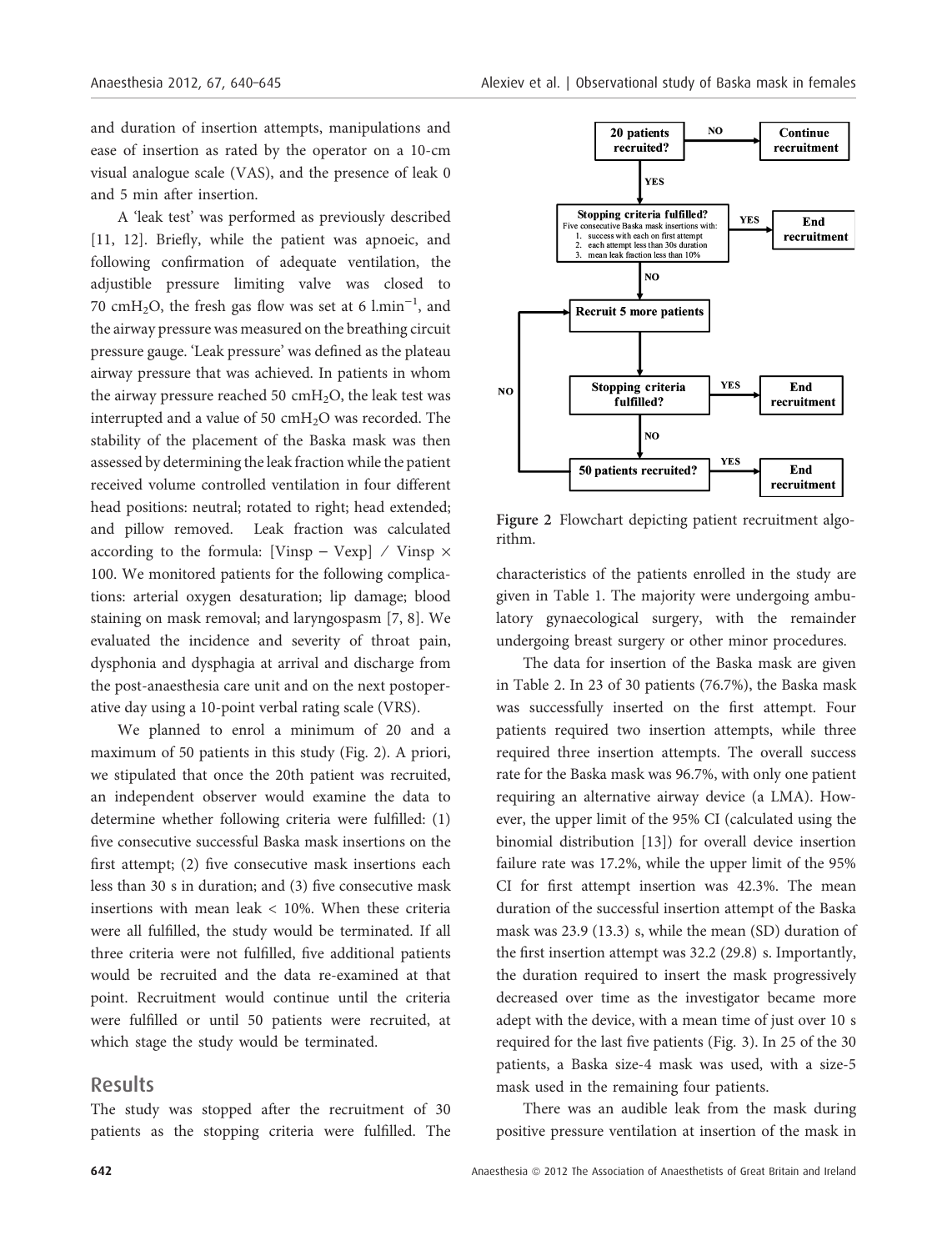and duration of insertion attempts, manipulations and ease of insertion as rated by the operator on a 10-cm visual analogue scale (VAS), and the presence of leak 0 and 5 min after insertion.

A 'leak test' was performed as previously described [11, 12]. Briefly, while the patient was apnoeic, and following confirmation of adequate ventilation, the adjustible pressure limiting valve was closed to 70 $cmH_2O$, the fresh gas flow was set at 6 $l.min^{-1}$, and the airway pressure was measured on the breathing circuit pressure gauge. 'Leak pressure' was defined as the plateau airway pressure that was achieved. In patients in whom the airway pressure reached 50 $cmH_2O$, the leak test was interrupted and a value of 50 $cmH_2O$ was recorded. The stability of the placement of the Baska mask was then assessed by determining the leak fraction while the patient received volume controlled ventilation in four different head positions: neutral; rotated to right; head extended; and pillow removed. Leak fraction was calculated according to the formula: $[Vinsp - Vexp] / Vinsp \times 100$. We monitored patients for the following complications: arterial oxygen desaturation; lip damage; blood staining on mask removal; and laryngospasm [7, 8]. We evaluated the incidence and severity of throat pain, dysphonia and dysphagia at arrival and discharge from the post-anaesthesia care unit and on the next postoperative day using a 10-point verbal rating scale (VRS).

We planned to enrol a minimum of 20 and a maximum of 50 patients in this study (Fig. 2). A priori, we stipulated that once the 20th patient was recruited, an independent observer would examine the data to determine whether following criteria were fulfilled: (1) five consecutive successful Baska mask insertions on the first attempt; (2) five consecutive mask insertions each less than 30 s in duration; and (3) five consecutive mask insertions with mean leak < 10%. When these criteria were all fulfilled, the study would be terminated. If all three criteria were not fulfilled, five additional patients would be recruited and the data re-examined at that point. Recruitment would continue until the criteria were fulfilled or until 50 patients were recruited, at which stage the study would be terminated.

## Results

The study was stopped after the recruitment of 30 patients as the stopping criteria were fulfilled. The characteristics of the patients enrolled in the study are given in Table 1. The majority were undergoing ambulatory gynaecological surgery, with the remainder undergoing breast surgery or other minor procedures.

**Figure 2** Flowchart depicting patient recruitment algorithm.

The data for insertion of the Baska mask are given in Table 2. In 23 of 30 patients (76.7%), the Baska mask was successfully inserted on the first attempt. Four patients required two insertion attempts, while three required three insertion attempts. The overall success rate for the Baska mask was 96.7%, with only one patient requiring an alternative airway device (a LMA). However, the upper limit of the 95% CI (calculated using the binomial distribution [13]) for overall device insertion failure rate was 17.2%, while the upper limit of the 95% CI for first attempt insertion was 42.3%. The mean duration of the successful insertion attempt of the Baska mask was 23.9 (13.3) s, while the mean (SD) duration of the first insertion attempt was 32.2 (29.8) s. Importantly, the duration required to insert the mask progressively decreased over time as the investigator became more adept with the device, with a mean time of just over 10 s required for the last five patients (Fig. 3). In 25 of the 30 patients, a Baska size-4 mask was used, with a size-5 mask used in the remaining four patients.

There was an audible leak from the mask during positive pressure ventilation at insertion of the mask in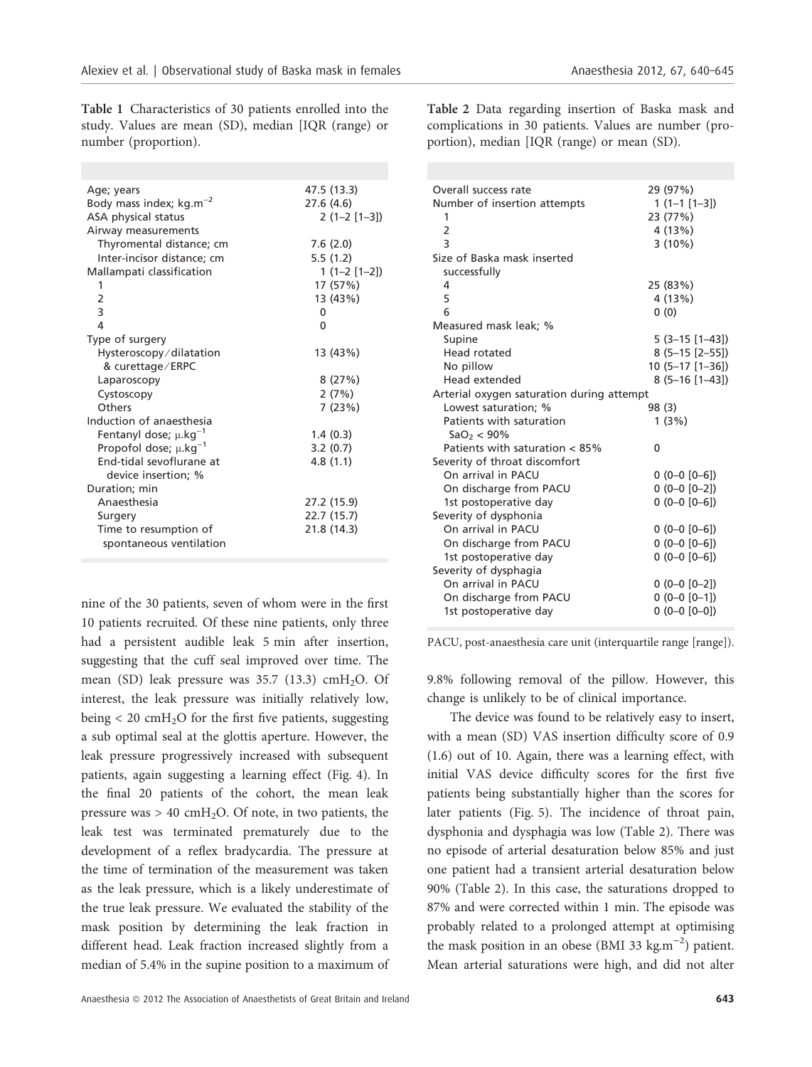**Table 1** Characteristics of 30 patients enrolled into the study. Values are mean (SD), median [IQR (range) or number (proportion).

| | |
|---|---|
| Age; years | 47.5 (13.3) |
| Body mass index; kg.m$^{-2}$ | 27.6 (4.6) |
| ASA physical status | 2 (1–2 [1–3]) |
| Airway measurements | |
| Thyromental distance; cm | 7.6 (2.0) |
| Inter-incisor distance; cm | 5.5 (1.2) |
| Mallampati classification | 1 (1–2 [1–2]) |
| 1 | 17 (57%) |
| 2 | 13 (43%) |
| 3 | 0 |
| 4 | 0 |
| Type of surgery | |
| Hysteroscopy/dilatation & curettage/ERPC | 13 (43%) |
| Laparoscopy | 8 (27%) |
| Cystoscopy | 2 (7%) |
| Others | 7 (23%) |
| Induction of anaesthesia | |
| Fentanyl dose; μ.kg$^{-1}$ | 1.4 (0.3) |
| Propofol dose; μ.kg$^{-1}$ | 3.2 (0.7) |
| End-tidal sevoflurane at device insertion; % | 4.8 (1.1) |
| Duration; min | |
| Anaesthesia | 27.2 (15.9) |
| Surgery | 22.7 (15.7) |
| Time to resumption of spontaneous ventilation | 21.8 (14.3) |

nine of the 30 patients, seven of whom were in the first 10 patients recruited. Of these nine patients, only three had a persistent audible leak 5 min after insertion, suggesting that the cuff seal improved over time. The mean (SD) leak pressure was 35.7 (13.3) $cmH_2O$. Of interest, the leak pressure was initially relatively low, being < 20 $cmH_2O$ for the first five patients, suggesting a sub optimal seal at the glottis aperture. However, the leak pressure progressively increased with subsequent patients, again suggesting a learning effect (Fig. 4). In the final 20 patients of the cohort, the mean leak pressure was > 40 $cmH_2O$. Of note, in two patients, the leak test was terminated prematurely due to the development of a reflex bradycardia. The pressure at the time of termination of the measurement was taken as the leak pressure, which is a likely underestimate of the true leak pressure. We evaluated the stability of the mask position by determining the leak fraction in different head. Leak fraction increased slightly from a median of 5.4% in the supine position to a maximum of 9.8% following removal of the pillow. However, this change is unlikely to be of clinical importance.

The device was found to be relatively easy to insert, with a mean (SD) VAS insertion difficulty score of 0.9 (1.6) out of 10. Again, there was a learning effect, with initial VAS device difficulty scores for the first five patients being substantially higher than the scores for later patients (Fig. 5). The incidence of throat pain, dysphonia and dysphagia was low (Table 2). There was no episode of arterial desaturation below 85% and just one patient had a transient arterial desaturation below 90% (Table 2). In this case, the saturations dropped to 87% and were corrected within 1 min. The episode was probably related to a prolonged attempt at optimising the mask position in an obese (BMI 33 kg.m$^{-2}$) patient. Mean arterial saturations were high, and did not alter

**Table 2** Data regarding insertion of Baska mask and complications in 30 patients. Values are number (proportion), median [IQR (range)] or mean (SD).

| | |
|---|---|
| Overall success rate | 29 (97%) |
| Number of insertion attempts | 1 (1–1 [1–3]) |
| 1 | 23 (77%) |
| 2 | 4 (13%) |
| 3 | 3 (10%) |
| Size of Baska mask inserted successfully | |
| 4 | 25 (83%) |
| 5 | 4 (13%) |
| 6 | 0 (0) |
| Measured mask leak; % | |
| Supine | 5 (3–15 [1–43]) |
| Head rotated | 8 (5–15 [2–55]) |
| No pillow | 10 (5–17 [1–36]) |
| Head extended | 8 (5–16 [1–43]) |
| Arterial oxygen saturation during attempt | |
| Lowest saturation; % | 98 (3) |
| Patients with saturation $SaO_2$ < 90% | 1 (3%) |
| Patients with saturation < 85% | 0 |
| Severity of throat discomfort | |
| On arrival in PACU | 0 (0–0 [0–6]) |
| On discharge from PACU | 0 (0–0 [0–2]) |
| 1st postoperative day | 0 (0–0 [0–6]) |
| Severity of dysphonia | |
| On arrival in PACU | 0 (0–0 [0–6]) |
| On discharge from PACU | 0 (0–0 [0–6]) |
| 1st postoperative day | 0 (0–0 [0–6]) |
| Severity of dysphagia | |
| On arrival in PACU | 0 (0–0 [0–2]) |
| On discharge from PACU | 0 (0–0 [0–1]) |
| 1st postoperative day | 0 (0–0 [0–0]) |

PACU, post-anaesthesia care unit (interquartile range [range]).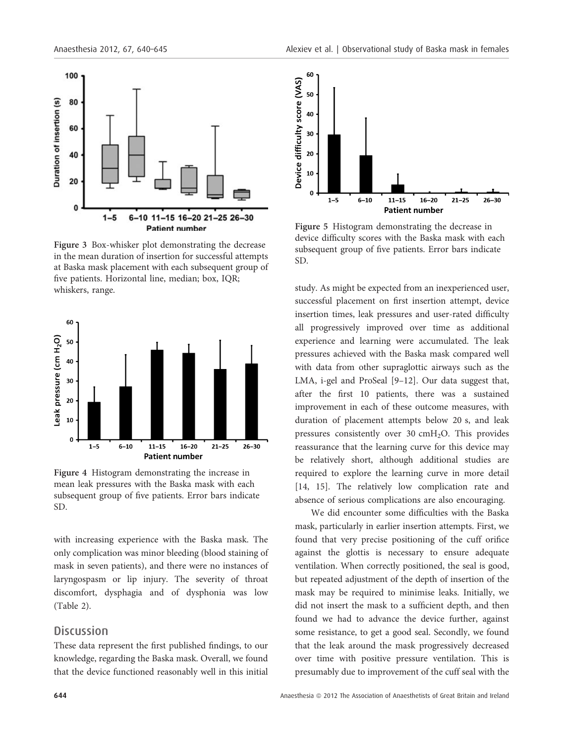Figure 3 Box-whisker plot demonstrating the decrease in the mean duration of insertion for successful attempts at Baska mask placement with each subsequent group of five patients. Horizontal line, median; box, IQR; whiskers, range.

Figure 4 Histogram demonstrating the increase in mean leak pressures with the Baska mask with each subsequent group of five patients. Error bars indicate SD.

with increasing experience with the Baska mask. The only complication was minor bleeding (blood staining of mask in seven patients), and there were no instances of laryngospasm or lip injury. The severity of throat discomfort, dysphagia and of dysphonia was low (Table 2).

## Discussion

These data represent the first published findings, to our knowledge, regarding the Baska mask. Overall, we found that the device functioned reasonably well in this initial study. As might be expected from an inexperienced user, successful placement on first insertion attempt, device insertion times, leak pressures and user-rated difficulty all progressively improved over time as additional experience and learning were accumulated. The leak pressures achieved with the Baska mask compared well with data from other supraglottic airways such as the LMA, i-gel and ProSeal [9–12]. Our data suggest that, after the first 10 patients, there was a sustained improvement in each of these outcome measures, with duration of placement attempts below 20 s, and leak pressures consistently over 30 $cmH_2O$. This provides reassurance that the learning curve for this device may be relatively short, although additional studies are required to explore the learning curve in more detail [14, 15]. The relatively low complication rate and absence of serious complications are also encouraging.

We did encounter some difficulties with the Baska mask, particularly in earlier insertion attempts. First, we found that very precise positioning of the cuff orifice against the glottis is necessary to ensure adequate ventilation. When correctly positioned, the seal is good, but repeated adjustment of the depth of insertion of the mask may be required to minimise leaks. Initially, we did not insert the mask to a sufficient depth, and then found we had to advance the device further, against some resistance, to get a good seal. Secondly, we found that the leak around the mask progressively decreased over time with positive pressure ventilation. This is presumably due to improvement of the cuff seal with the

Figure 5 Histogram demonstrating the decrease in device difficulty scores with the Baska mask with each subsequent group of five patients. Error bars indicate SD.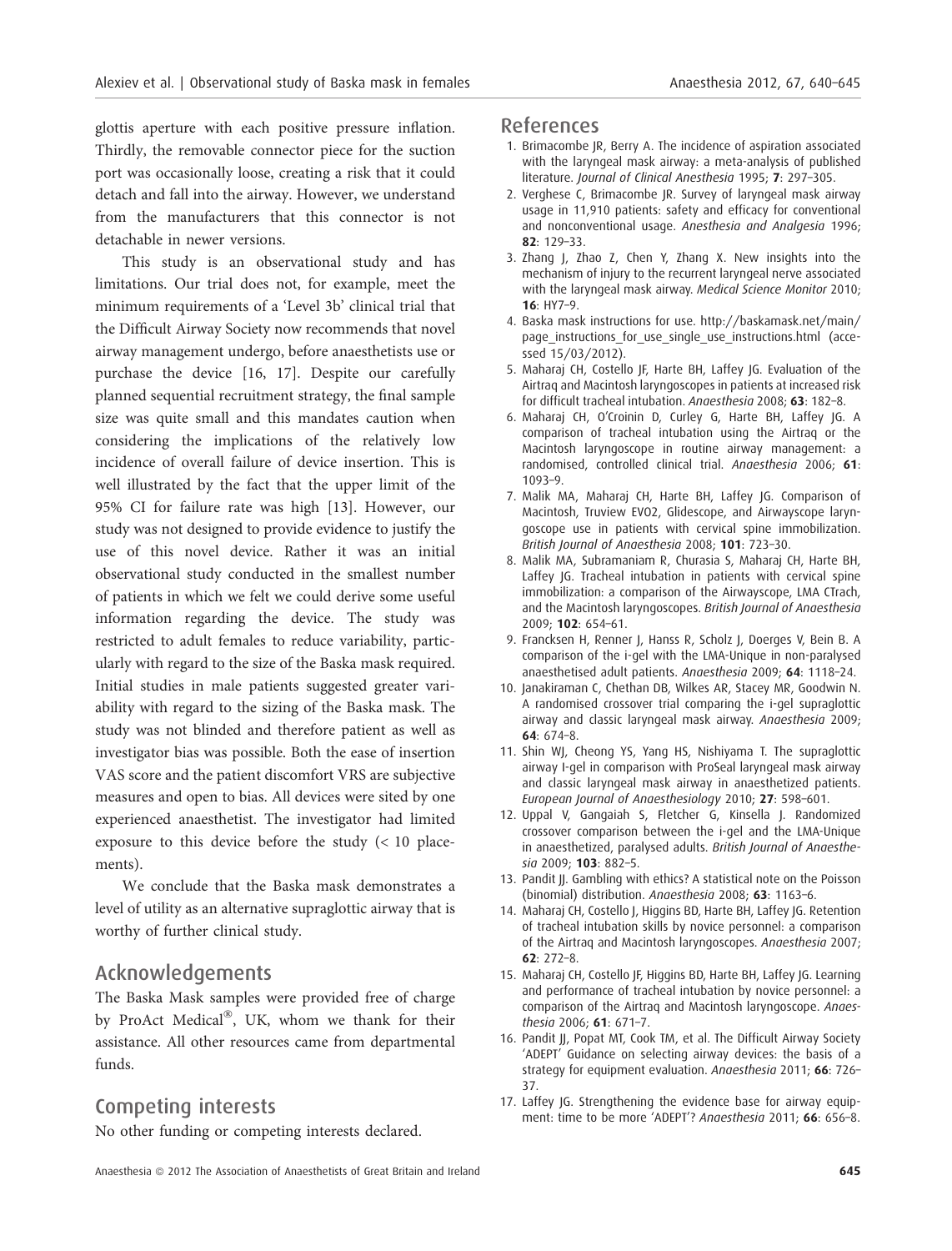glottis aperture with each positive pressure inflation. Thirdly, the removable connector piece for the suction port was occasionally loose, creating a risk that it could detach and fall into the airway. However, we understand from the manufacturers that this connector is not detachable in newer versions.

This study is an observational study and has limitations. Our trial does not, for example, meet the minimum requirements of a 'Level 3b' clinical trial that the Difficult Airway Society now recommends that novel airway management undergo, before anaesthetists use or purchase the device [16, 17]. Despite our carefully planned sequential recruitment strategy, the final sample size was quite small and this mandates caution when considering the implications of the relatively low incidence of overall failure of device insertion. This is well illustrated by the fact that the upper limit of the 95% CI for failure rate was high [13]. However, our study was not designed to provide evidence to justify the use of this novel device. Rather it was an initial observational study conducted in the smallest number of patients in which we felt we could derive some useful information regarding the device. The study was restricted to adult females to reduce variability, particularly with regard to the size of the Baska mask required. Initial studies in male patients suggested greater variability with regard to the sizing of the Baska mask. The study was not blinded and therefore patient as well as investigator bias was possible. Both the ease of insertion VAS score and the patient discomfort VRS are subjective measures and open to bias. All devices were sited by one experienced anaesthetist. The investigator had limited exposure to this device before the study (< 10 placements).

We conclude that the Baska mask demonstrates a level of utility as an alternative supraglottic airway that is worthy of further clinical study.

## Acknowledgements

The Baska Mask samples were provided free of charge by ProAct Medical®, UK, whom we thank for their assistance. All other resources came from departmental funds.

## Competing interests

No other funding or competing interests declared.

## References

1. Brimacombe JR, Berry A. The incidence of aspiration associated with the laryngeal mask airway: a meta-analysis of published literature. *Journal of Clinical Anesthesia* 1995; **7**: 297–305.
2. Verghese C, Brimacombe JR. Survey of laryngeal mask airway usage in 11,910 patients: safety and efficacy for conventional and nonconventional usage. *Anesthesia and Analgesia* 1996; **82**: 129–33.
3. Zhang J, Zhao Z, Chen Y, Zhang X. New insights into the mechanism of injury to the recurrent laryngeal nerve associated with the laryngeal mask airway. *Medical Science Monitor* 2010; **16**: HY7–9.
4. Baska mask instructions for use. http://baskamask.net/main/page_instructions_for_use_single_use_instructions.html (accessed 15/03/2012).
5. Maharaj CH, Costello JF, Harte BH, Laffey JG. Evaluation of the Airtraq and Macintosh laryngoscopes in patients at increased risk for difficult tracheal intubation. *Anaesthesia* 2008; **63**: 182–8.
6. Maharaj CH, O'Croinin D, Curley G, Harte BH, Laffey JG. A comparison of tracheal intubation using the Airtraq or the Macintosh laryngoscope in routine airway management: a randomised, controlled clinical trial. *Anaesthesia* 2006; **61**: 1093–9.
7. Malik MA, Maharaj CH, Harte BH, Laffey JG. Comparison of Macintosh, Truview EVO2, Glidescope, and Airwayscope laryngoscope use in patients with cervical spine immobilization. *British Journal of Anaesthesia* 2008; **101**: 723–30.
8. Malik MA, Subramaniam R, Churasia S, Maharaj CH, Harte BH, Laffey JG. Tracheal intubation in patients with cervical spine immobilization: a comparison of the Airwayscope, LMA CTrach, and the Macintosh laryngoscopes. *British Journal of Anaesthesia* 2009; **102**: 654–61.
9. Francksen H, Renner J, Hanss R, Scholz J, Doerges V, Bein B. A comparison of the i-gel with the LMA-Unique in non-paralysed anaesthetised adult patients. *Anaesthesia* 2009; **64**: 1118–24.
10. Janakiraman C, Chethan DB, Wilkes AR, Stacey MR, Goodwin N. A randomised crossover trial comparing the i-gel supraglottic airway and classic laryngeal mask airway. *Anaesthesia* 2009; **64**: 674–8.
11. Shin WJ, Cheong YS, Yang HS, Nishiyama T. The supraglottic airway I-gel in comparison with ProSeal laryngeal mask airway and classic laryngeal mask airway in anaesthetized patients. *European Journal of Anaesthesiology* 2010; **27**: 598–601.
12. Uppal V, Gangaiah S, Fletcher G, Kinsella J. Randomized crossover comparison between the i-gel and the LMA-Unique in anaesthetized, paralysed adults. *British Journal of Anaesthesia* 2009; **103**: 882–5.
13. Pandit JJ. Gambling with ethics? A statistical note on the Poisson (binomial) distribution. *Anaesthesia* 2008; **63**: 1163–6.
14. Maharaj CH, Costello J, Higgins BD, Harte BH, Laffey JG. Retention of tracheal intubation skills by novice personnel: a comparison of the Airtraq and Macintosh laryngoscopes. *Anaesthesia* 2007; **62**: 272–8.
15. Maharaj CH, Costello JF, Higgins BD, Harte BH, Laffey JG. Learning and performance of tracheal intubation by novice personnel: a comparison of the Airtraq and Macintosh laryngoscope. *Anaesthesia* 2006; **61**: 671–7.
16. Pandit JJ, Popat MT, Cook TM, et al. The Difficult Airway Society 'ADEPT' Guidance on selecting airway devices: the basis of a strategy for equipment evaluation. *Anaesthesia* 2011; **66**: 726–37.
17. Laffey JG. Strengthening the evidence base for airway equipment: time to be more 'ADEPT'? *Anaesthesia* 2011; **66**: 656–8.